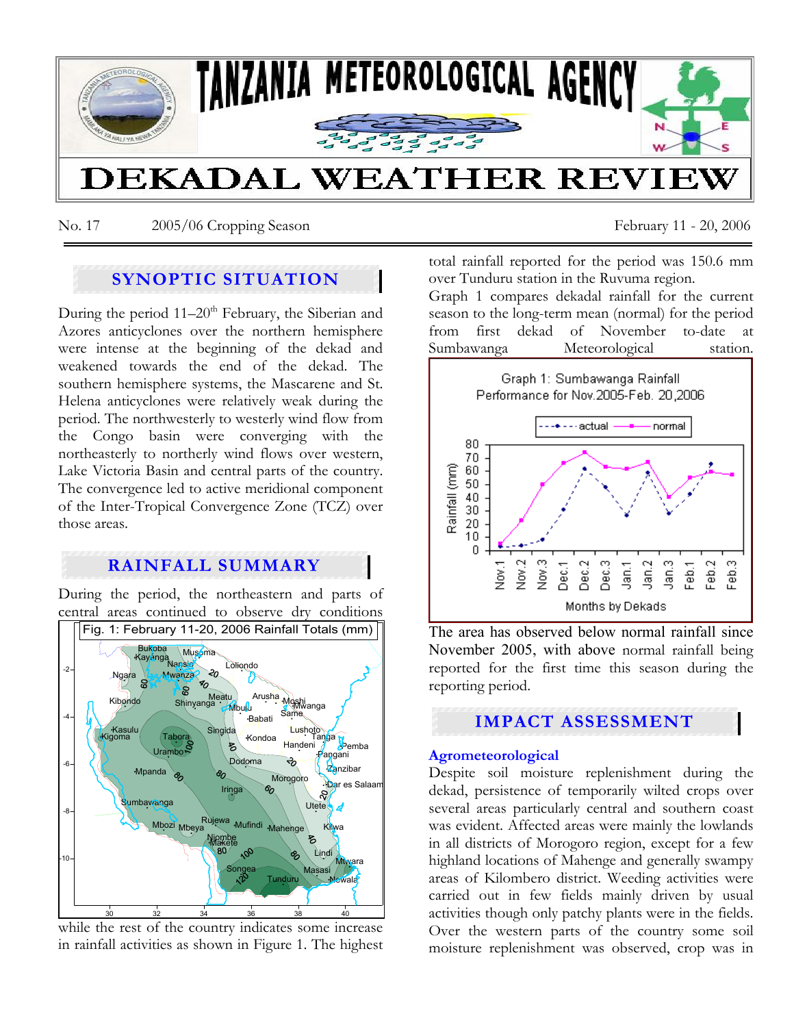# TANZANIA METEOROLOGICAL AGENCY

# DEKADAL WEATHER REVIEW

No. 17 2005/06 Cropping Season February 11 - 20, 2006

## SYNOPTIC SITUATION

During the period 11–20th February, the Siberian and Azores anticyclones over the northern hemisphere were intense at the beginning of the dekad and weakened towards the end of the dekad. The southern hemisphere systems, the Mascarene and St. Helena anticyclones were relatively weak during the period. The northwesterly to westerly wind flow from the Congo basin were converging with the northeasterly to northerly wind flows over western, Lake Victoria Basin and central parts of the country. The convergence led to active meridional component of the Inter-Tropical Convergence Zone (TCZ) over those areas.

## RAINFALL SUMMARY

During the period, the northeastern and parts of central areas continued to observe dry conditions while the rest of the country indicates some increase in rainfall activities as shown in Figure 1. The highest total rainfall reported for the period was 150.6 mm over Tunduru station in the Ruvuma region.

Fig. 1: February 11-20, 2006 Rainfall Totals (mm)

Graph 1 compares dekadal rainfall for the current season to the long-term mean (normal) for the period from first dekad of November to-date at Sumbawanga Meteorological station.

Graph 1: Sumbawanga Rainfall Performance for Nov.2005-Feb. 20,2006

The area has observed below normal rainfall since November 2005, with above normal rainfall being reported for the first time this season during the reporting period.

## IMPACT ASSESSMENT

### Agrometeorological

Despite soil moisture replenishment during the dekad, persistence of temporarily wilted crops over several areas particularly central and southern coast was evident. Affected areas were mainly the lowlands in all districts of Morogoro region, except for a few highland locations of Mahenge and generally swampy areas of Kilombero district. Weeding activities were carried out in few fields mainly driven by usual activities though only patchy plants were in the fields. Over the western parts of the country some soil moisture replenishment was observed, crop was in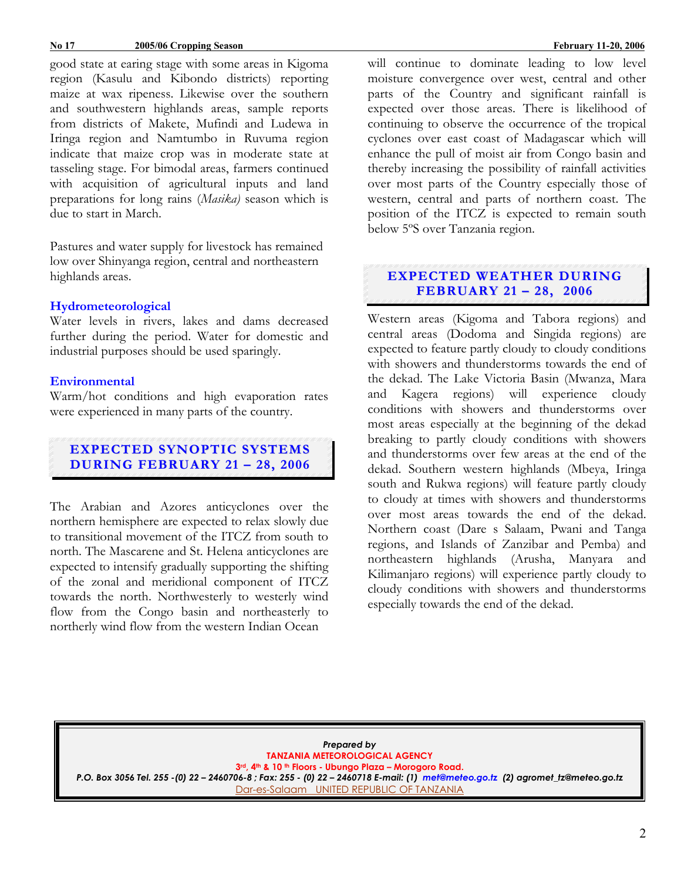good state at earing stage with some areas in Kigoma region (Kasulu and Kibondo districts) reporting maize at wax ripeness. Likewise over the southern and southwestern highlands areas, sample reports from districts of Makete, Mufindi and Ludewa in Iringa region and Namtumbo in Ruvuma region indicate that maize crop was in moderate state at tasseling stage. For bimodal areas, farmers continued with acquisition of agricultural inputs and land preparations for long rains (*Masika)* season which is due to start in March.

Pastures and water supply for livestock has remained low over Shinyanga region, central and northeastern highlands areas.

### Hydrometeorological

Water levels in rivers, lakes and dams decreased further during the period. Water for domestic and industrial purposes should be used sparingly.

### Environmental

Warm/hot conditions and high evaporation rates were experienced in many parts of the country.

## EXPECTED SYNOPTIC SYSTEMS DURING FEBRUARY 21 – 28, 2006

The Arabian and Azores anticyclones over the northern hemisphere are expected to relax slowly due to transitional movement of the ITCZ from south to north. The Mascarene and St. Helena anticyclones are expected to intensify gradually supporting the shifting of the zonal and meridional component of ITCZ towards the north. Northwesterly to westerly wind flow from the Congo basin and northeasterly to northerly wind flow from the western Indian Ocean will continue to dominate leading to low level moisture convergence over west, central and other parts of the Country and significant rainfall is expected over those areas. There is likelihood of continuing to observe the occurrence of the tropical cyclones over east coast of Madagascar which will enhance the pull of moist air from Congo basin and thereby increasing the possibility of rainfall activities over most parts of the Country especially those of western, central and parts of northern coast. The position of the ITCZ is expected to remain south below 5ºS over Tanzania region.

## EXPECTED WEATHER DURING FEBRUARY 21 – 28, 2006

Western areas (Kigoma and Tabora regions) and central areas (Dodoma and Singida regions) are expected to feature partly cloudy to cloudy conditions with showers and thunderstorms towards the end of the dekad. The Lake Victoria Basin (Mwanza, Mara and Kagera regions) will experience cloudy conditions with showers and thunderstorms over most areas especially at the beginning of the dekad breaking to partly cloudy conditions with showers and thunderstorms over few areas at the end of the dekad. Southern western highlands (Mbeya, Iringa south and Rukwa regions) will feature partly cloudy to cloudy at times with showers and thunderstorms over most areas towards the end of the dekad. Northern coast (Dare s Salaam, Pwani and Tanga regions, and Islands of Zanzibar and Pemba) and northeastern highlands (Arusha, Manyara and Kilimanjaro regions) will experience partly cloudy to cloudy conditions with showers and thunderstorms especially towards the end of the dekad.

*Prepared by*
**TANZANIA METEOROLOGICAL AGENCY**
**3rd, 4th & 10 th Floors - Ubungo Plaza – Morogoro Road.**
***P.O. Box 3056 Tel. 255 -(0) 22 – 2460706-8 ; Fax: 255 - (0) 22 – 2460718 E-mail: (1) met@meteo.go.tz (2) agromet_tz@meteo.go.tz***
Dar-es-Salaam UNITED REPUBLIC OF TANZANIA